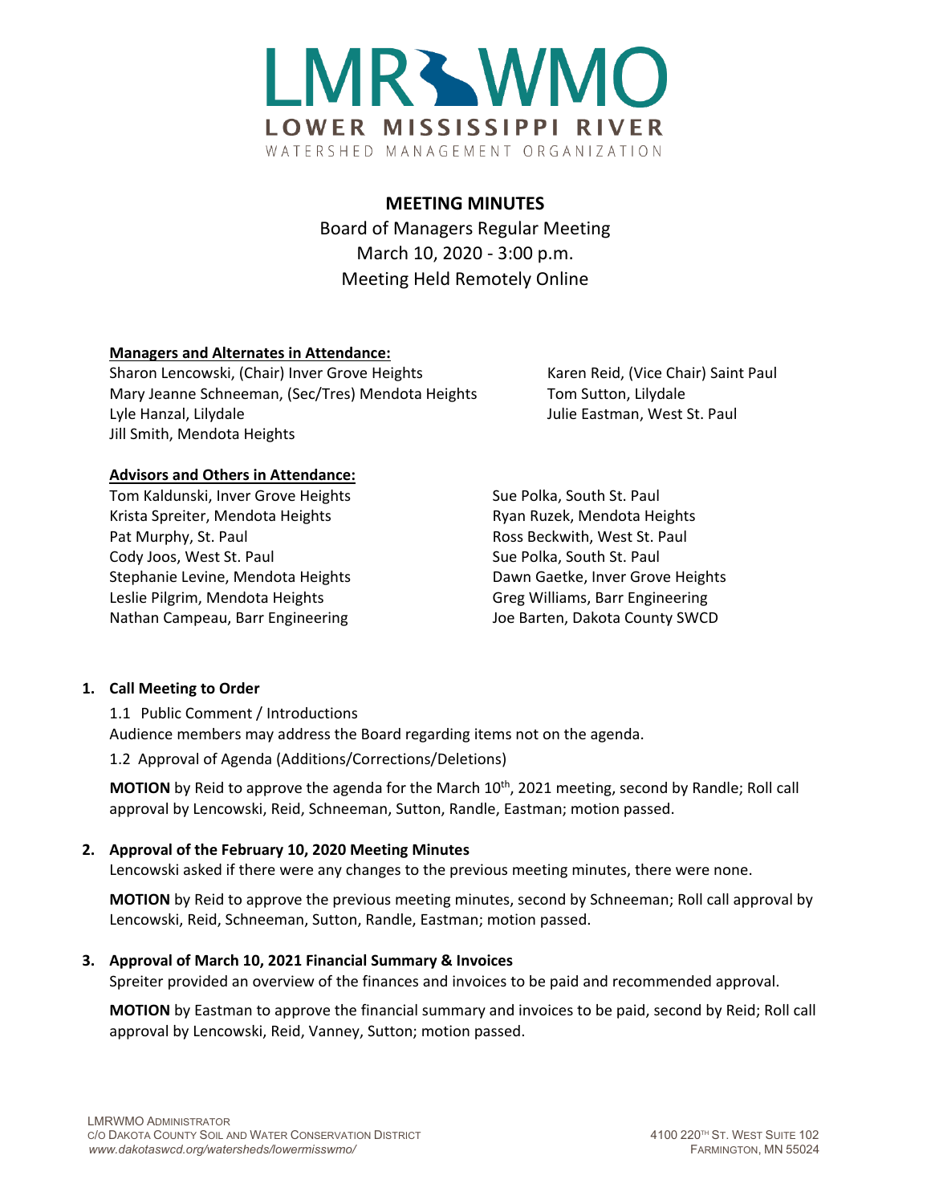LMRWMO

LOWER MISSISSIPPI RIVER

WATERSHED MANAGEMENT ORGANIZATION

# MEETING MINUTES

Board of Managers Regular Meeting
March 10, 2020 - 3:00 p.m.
Meeting Held Remotely Online

**Managers and Alternates in Attendance:**

Sharon Lencowski, (Chair) Inver Grove Heights
Mary Jeanne Schneeman, (Sec/Tres) Mendota Heights
Lyle Hanzal, Lilydale
Jill Smith, Mendota Heights
Karen Reid, (Vice Chair) Saint Paul
Tom Sutton, Lilydale
Julie Eastman, West St. Paul

**Advisors and Others in Attendance:**

Tom Kaldunski, Inver Grove Heights
Krista Spreiter, Mendota Heights
Pat Murphy, St. Paul
Cody Joos, West St. Paul
Stephanie Levine, Mendota Heights
Leslie Pilgrim, Mendota Heights
Nathan Campeau, Barr Engineering
Sue Polka, South St. Paul
Ryan Ruzek, Mendota Heights
Ross Beckwith, West St. Paul
Sue Polka, South St. Paul
Dawn Gaetke, Inver Grove Heights
Greg Williams, Barr Engineering
Joe Barten, Dakota County SWCD

1. **Call Meeting to Order**

   1.1 Public Comment / Introductions
   Audience members may address the Board regarding items not on the agenda.

   1.2 Approval of Agenda (Additions/Corrections/Deletions)

   **MOTION** by Reid to approve the agenda for the March 10th, 2021 meeting, second by Randle; Roll call approval by Lencowski, Reid, Schneeman, Sutton, Randle, Eastman; motion passed.

2. **Approval of the February 10, 2020 Meeting Minutes**
   Lencowski asked if there were any changes to the previous meeting minutes, there were none.

   **MOTION** by Reid to approve the previous meeting minutes, second by Schneeman; Roll call approval by Lencowski, Reid, Schneeman, Sutton, Randle, Eastman; motion passed.

3. **Approval of March 10, 2021 Financial Summary & Invoices**
   Spreiter provided an overview of the finances and invoices to be paid and recommended approval.

   **MOTION** by Eastman to approve the financial summary and invoices to be paid, second by Reid; Roll call approval by Lencowski, Reid, Vanney, Sutton; motion passed.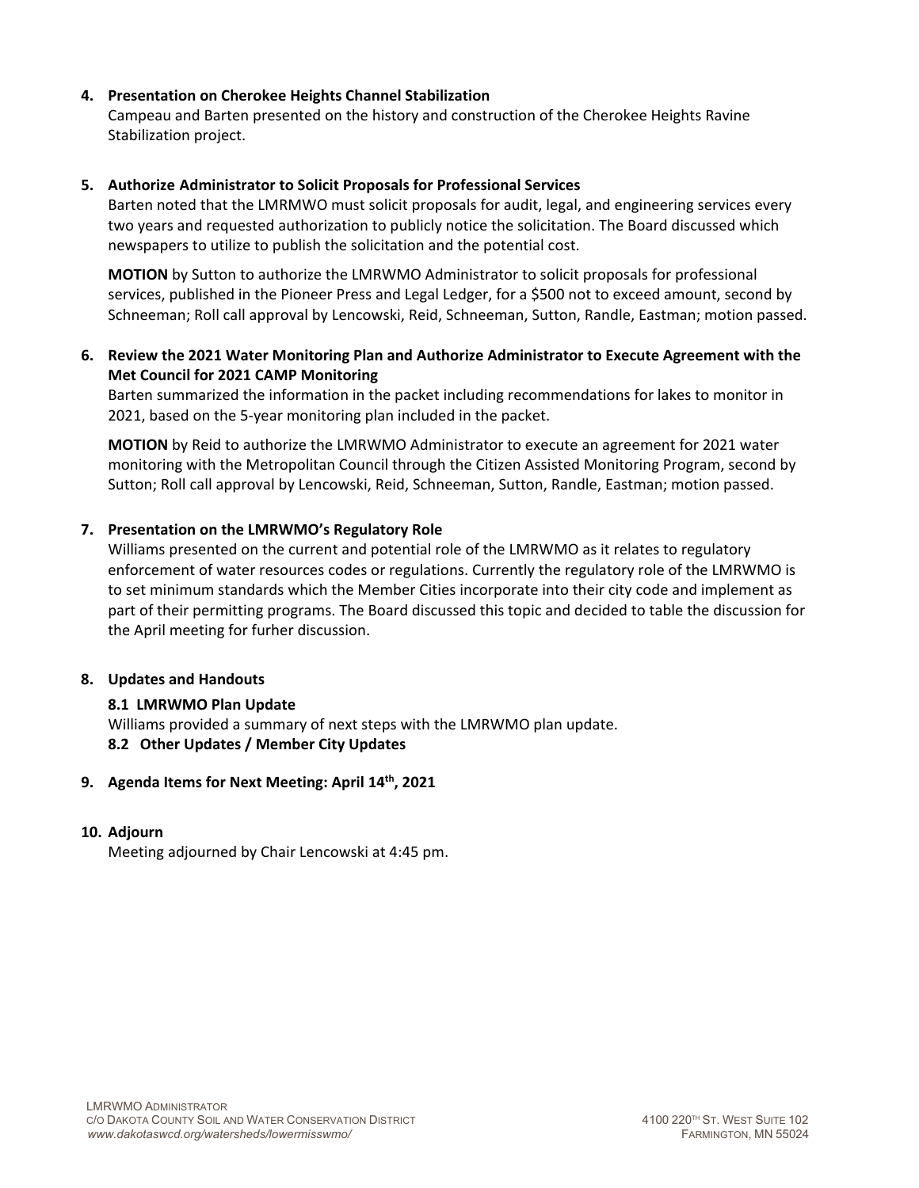**4. Presentation on Cherokee Heights Channel Stabilization**

Campeau and Barten presented on the history and construction of the Cherokee Heights Ravine Stabilization project.

**5. Authorize Administrator to Solicit Proposals for Professional Services**

Barten noted that the LMRMWO must solicit proposals for audit, legal, and engineering services every two years and requested authorization to publicly notice the solicitation. The Board discussed which newspapers to utilize to publish the solicitation and the potential cost.

**MOTION** by Sutton to authorize the LMRWMO Administrator to solicit proposals for professional services, published in the Pioneer Press and Legal Ledger, for a $500 not to exceed amount, second by Schneeman; Roll call approval by Lencowski, Reid, Schneeman, Sutton, Randle, Eastman; motion passed.

**6. Review the 2021 Water Monitoring Plan and Authorize Administrator to Execute Agreement with the Met Council for 2021 CAMP Monitoring**

Barten summarized the information in the packet including recommendations for lakes to monitor in 2021, based on the 5-year monitoring plan included in the packet.

**MOTION** by Reid to authorize the LMRWMO Administrator to execute an agreement for 2021 water monitoring with the Metropolitan Council through the Citizen Assisted Monitoring Program, second by Sutton; Roll call approval by Lencowski, Reid, Schneeman, Sutton, Randle, Eastman; motion passed.

**7. Presentation on the LMRWMO's Regulatory Role**

Williams presented on the current and potential role of the LMRWMO as it relates to regulatory enforcement of water resources codes or regulations. Currently the regulatory role of the LMRWMO is to set minimum standards which the Member Cities incorporate into their city code and implement as part of their permitting programs. The Board discussed this topic and decided to table the discussion for the April meeting for furher discussion.

**8. Updates and Handouts**

**8.1 LMRWMO Plan Update**

Williams provided a summary of next steps with the LMRWMO plan update.

**8.2 Other Updates / Member City Updates**

**9. Agenda Items for Next Meeting: April 14th, 2021**

**10. Adjourn**

Meeting adjourned by Chair Lencowski at 4:45 pm.